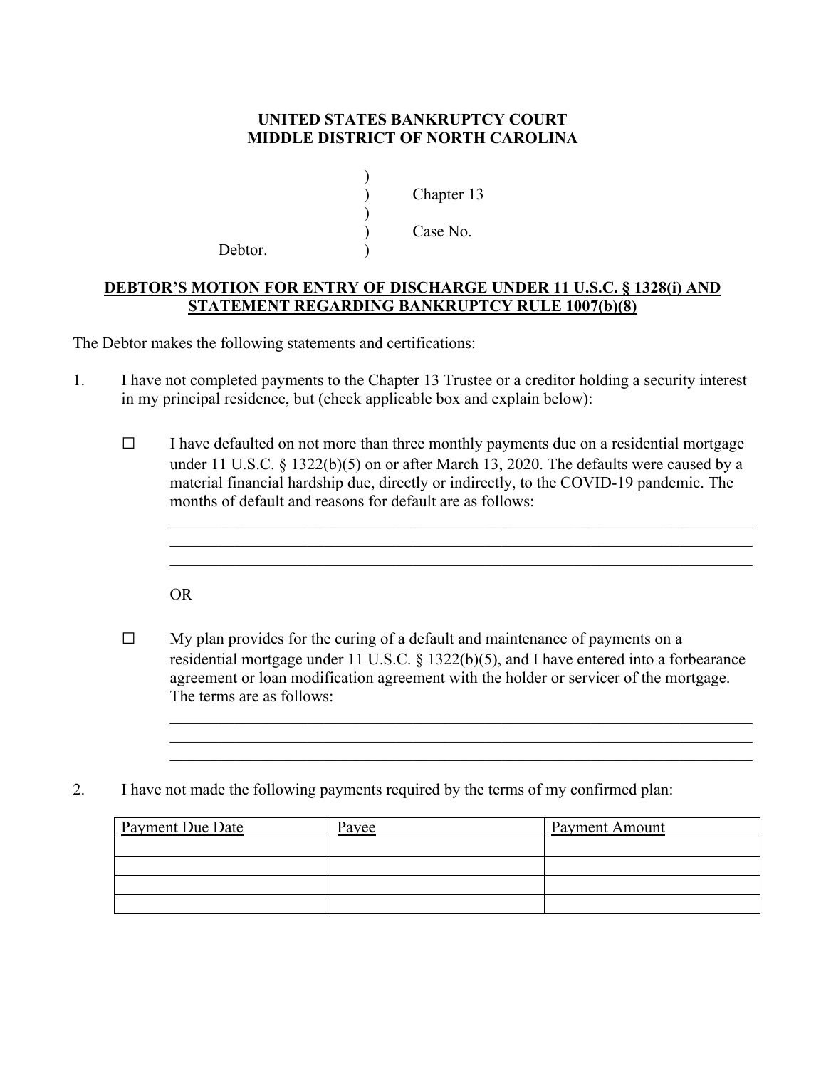**UNITED STATES BANKRUPTCY COURT**
**MIDDLE DISTRICT OF NORTH CAROLINA**

```
                              )
                              )        Chapter 13
                              )
                              )        Case No.
           Debtor.            )
```

**DEBTOR'S MOTION FOR ENTRY OF DISCHARGE UNDER 11 U.S.C. § 1328(i) AND STATEMENT REGARDING BANKRUPTCY RULE 1007(b)(8)**

The Debtor makes the following statements and certifications:

1. I have not completed payments to the Chapter 13 Trustee or a creditor holding a security interest in my principal residence, but (check applicable box and explain below):

   ☐ I have defaulted on not more than three monthly payments due on a residential mortgage under 11 U.S.C. § 1322(b)(5) on or after March 13, 2020. The defaults were caused by a material financial hardship due, directly or indirectly, to the COVID-19 pandemic. The months of default and reasons for default are as follows:

   \_\_\_\_\_\_\_\_\_\_\_\_\_\_\_\_\_\_\_\_\_\_\_\_\_\_\_\_\_\_\_\_\_\_\_\_\_\_\_\_\_\_\_\_\_\_\_\_\_\_\_\_\_\_\_\_\_\_\_\_\_\_\_\_\_\_\_\_
   \_\_\_\_\_\_\_\_\_\_\_\_\_\_\_\_\_\_\_\_\_\_\_\_\_\_\_\_\_\_\_\_\_\_\_\_\_\_\_\_\_\_\_\_\_\_\_\_\_\_\_\_\_\_\_\_\_\_\_\_\_\_\_\_\_\_\_\_
   \_\_\_\_\_\_\_\_\_\_\_\_\_\_\_\_\_\_\_\_\_\_\_\_\_\_\_\_\_\_\_\_\_\_\_\_\_\_\_\_\_\_\_\_\_\_\_\_\_\_\_\_\_\_\_\_\_\_\_\_\_\_\_\_\_\_\_\_

   OR

   ☐ My plan provides for the curing of a default and maintenance of payments on a residential mortgage under 11 U.S.C. § 1322(b)(5), and I have entered into a forbearance agreement or loan modification agreement with the holder or servicer of the mortgage. The terms are as follows:

   \_\_\_\_\_\_\_\_\_\_\_\_\_\_\_\_\_\_\_\_\_\_\_\_\_\_\_\_\_\_\_\_\_\_\_\_\_\_\_\_\_\_\_\_\_\_\_\_\_\_\_\_\_\_\_\_\_\_\_\_\_\_\_\_\_\_\_\_
   \_\_\_\_\_\_\_\_\_\_\_\_\_\_\_\_\_\_\_\_\_\_\_\_\_\_\_\_\_\_\_\_\_\_\_\_\_\_\_\_\_\_\_\_\_\_\_\_\_\_\_\_\_\_\_\_\_\_\_\_\_\_\_\_\_\_\_\_
   \_\_\_\_\_\_\_\_\_\_\_\_\_\_\_\_\_\_\_\_\_\_\_\_\_\_\_\_\_\_\_\_\_\_\_\_\_\_\_\_\_\_\_\_\_\_\_\_\_\_\_\_\_\_\_\_\_\_\_\_\_\_\_\_\_\_\_\_

2. I have not made the following payments required by the terms of my confirmed plan:

| Payment Due Date | Payee | Payment Amount |
| --- | --- | --- |
| | | |
| | | |
| | | |
| | | |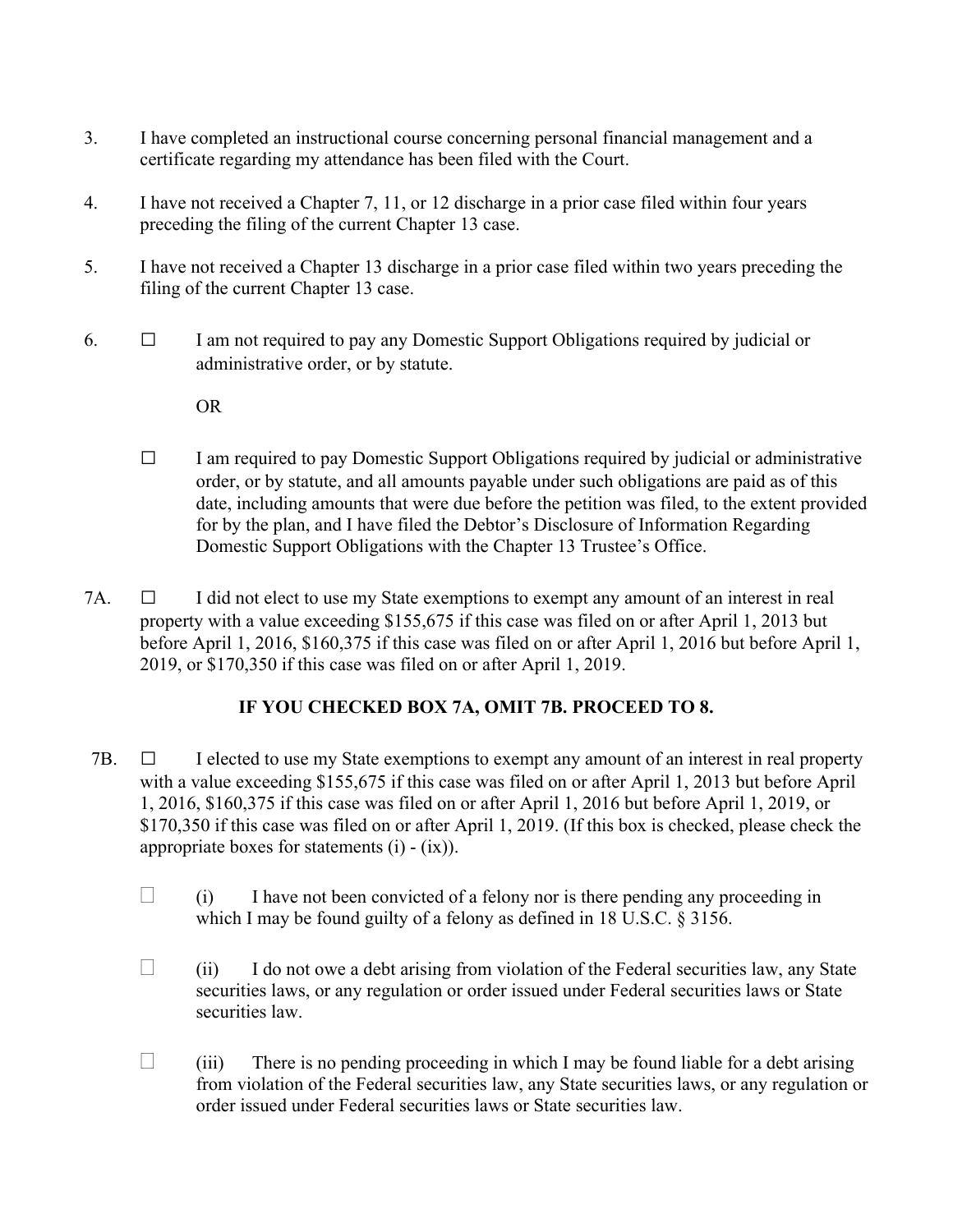3. I have completed an instructional course concerning personal financial management and a certificate regarding my attendance has been filed with the Court.

4. I have not received a Chapter 7, 11, or 12 discharge in a prior case filed within four years preceding the filing of the current Chapter 13 case.

5. I have not received a Chapter 13 discharge in a prior case filed within two years preceding the filing of the current Chapter 13 case.

6. ☐ I am not required to pay any Domestic Support Obligations required by judicial or administrative order, or by statute.

   OR

   ☐ I am required to pay Domestic Support Obligations required by judicial or administrative order, or by statute, and all amounts payable under such obligations are paid as of this date, including amounts that were due before the petition was filed, to the extent provided for by the plan, and I have filed the Debtor's Disclosure of Information Regarding Domestic Support Obligations with the Chapter 13 Trustee's Office.

7A. ☐ I did not elect to use my State exemptions to exempt any amount of an interest in real property with a value exceeding $155,675 if this case was filed on or after April 1, 2013 but before April 1, 2016, $160,375 if this case was filed on or after April 1, 2016 but before April 1, 2019, or $170,350 if this case was filed on or after April 1, 2019.

**IF YOU CHECKED BOX 7A, OMIT 7B. PROCEED TO 8.**

7B. ☐ I elected to use my State exemptions to exempt any amount of an interest in real property with a value exceeding $155,675 if this case was filed on or after April 1, 2013 but before April 1, 2016, $160,375 if this case was filed on or after April 1, 2016 but before April 1, 2019, or $170,350 if this case was filed on or after April 1, 2019. (If this box is checked, please check the appropriate boxes for statements (i) - (ix)).

   ☐ (i) I have not been convicted of a felony nor is there pending any proceeding in which I may be found guilty of a felony as defined in 18 U.S.C. § 3156.

   ☐ (ii) I do not owe a debt arising from violation of the Federal securities law, any State securities laws, or any regulation or order issued under Federal securities laws or State securities law.

   ☐ (iii) There is no pending proceeding in which I may be found liable for a debt arising from violation of the Federal securities law, any State securities laws, or any regulation or order issued under Federal securities laws or State securities law.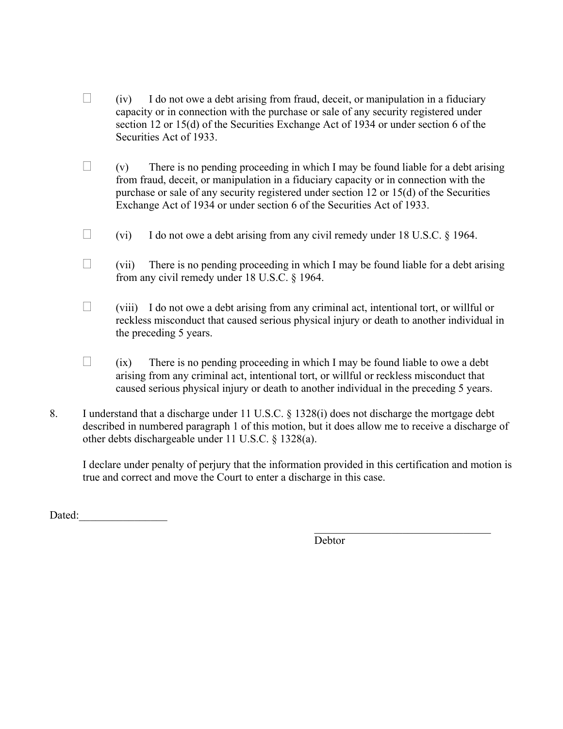- ☐ (iv) I do not owe a debt arising from fraud, deceit, or manipulation in a fiduciary capacity or in connection with the purchase or sale of any security registered under section 12 or 15(d) of the Securities Exchange Act of 1934 or under section 6 of the Securities Act of 1933.

- ☐ (v) There is no pending proceeding in which I may be found liable for a debt arising from fraud, deceit, or manipulation in a fiduciary capacity or in connection with the purchase or sale of any security registered under section 12 or 15(d) of the Securities Exchange Act of 1934 or under section 6 of the Securities Act of 1933.

- ☐ (vi) I do not owe a debt arising from any civil remedy under 18 U.S.C. § 1964.

- ☐ (vii) There is no pending proceeding in which I may be found liable for a debt arising from any civil remedy under 18 U.S.C. § 1964.

- ☐ (viii) I do not owe a debt arising from any criminal act, intentional tort, or willful or reckless misconduct that caused serious physical injury or death to another individual in the preceding 5 years.

- ☐ (ix) There is no pending proceeding in which I may be found liable to owe a debt arising from any criminal act, intentional tort, or willful or reckless misconduct that caused serious physical injury or death to another individual in the preceding 5 years.

8. I understand that a discharge under 11 U.S.C. § 1328(i) does not discharge the mortgage debt described in numbered paragraph 1 of this motion, but it does allow me to receive a discharge of other debts dischargeable under 11 U.S.C. § 1328(a).

   I declare under penalty of perjury that the information provided in this certification and motion is true and correct and move the Court to enter a discharge in this case.

Dated:________________

_________________________________
Debtor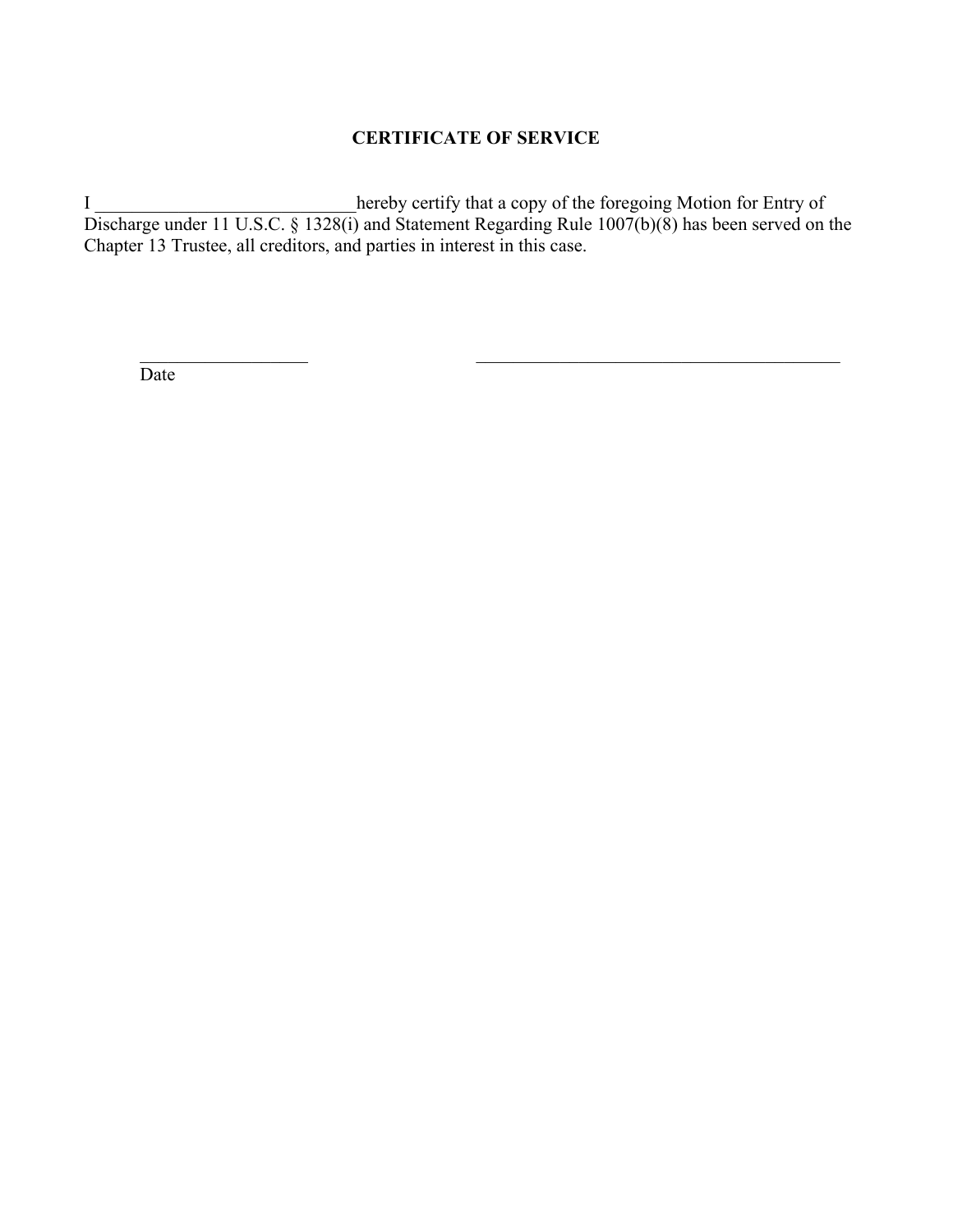**CERTIFICATE OF SERVICE**

I ____________________________hereby certify that a copy of the foregoing Motion for Entry of Discharge under 11 U.S.C. § 1328(i) and Statement Regarding Rule 1007(b)(8) has been served on the Chapter 13 Trustee, all creditors, and parties in interest in this case.

___________________ ________________________________________
Date